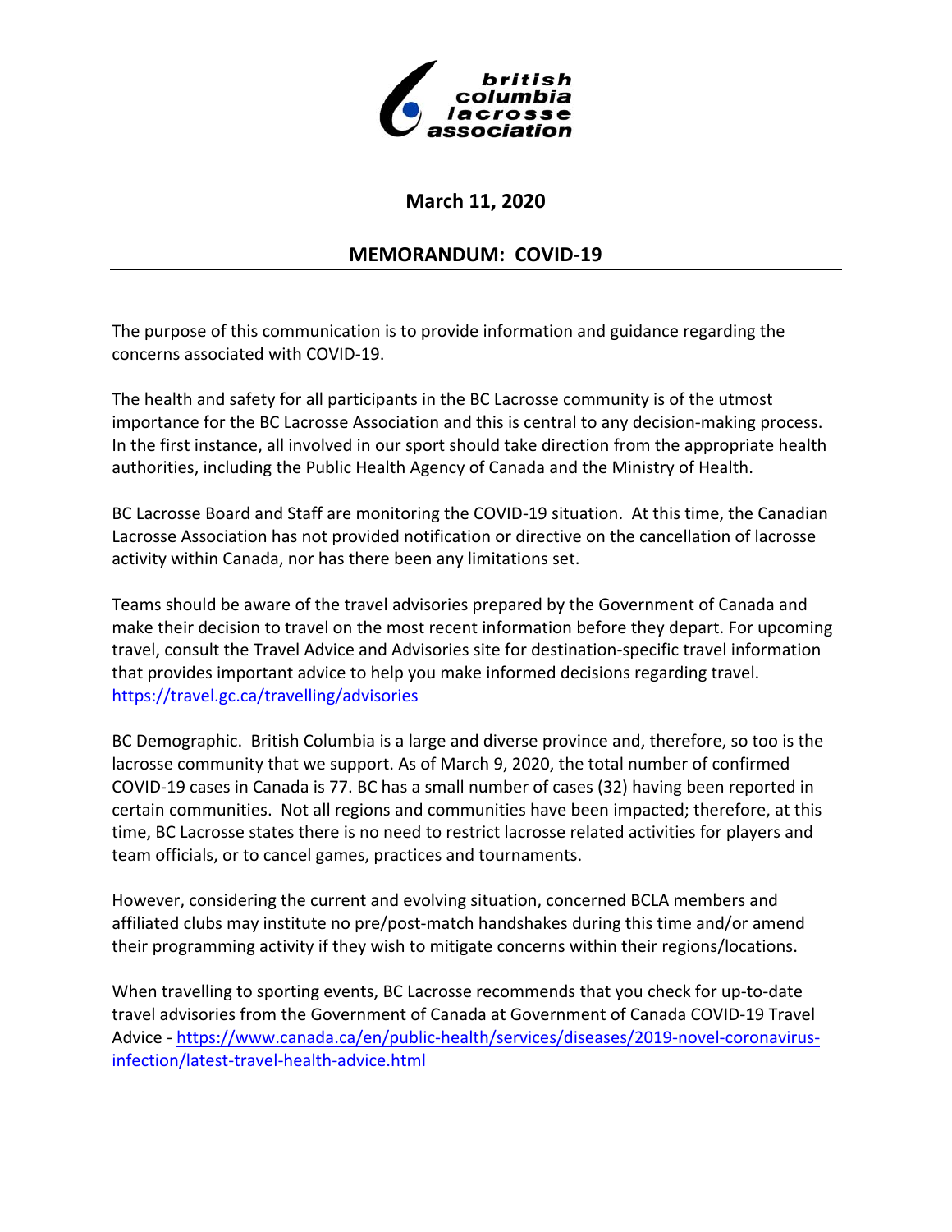british columbia lacrosse association

**March 11, 2020**

## MEMORANDUM: COVID-19

The purpose of this communication is to provide information and guidance regarding the concerns associated with COVID-19.

The health and safety for all participants in the BC Lacrosse community is of the utmost importance for the BC Lacrosse Association and this is central to any decision-making process. In the first instance, all involved in our sport should take direction from the appropriate health authorities, including the Public Health Agency of Canada and the Ministry of Health.

BC Lacrosse Board and Staff are monitoring the COVID-19 situation. At this time, the Canadian Lacrosse Association has not provided notification or directive on the cancellation of lacrosse activity within Canada, nor has there been any limitations set.

Teams should be aware of the travel advisories prepared by the Government of Canada and make their decision to travel on the most recent information before they depart. For upcoming travel, consult the Travel Advice and Advisories site for destination-specific travel information that provides important advice to help you make informed decisions regarding travel. https://travel.gc.ca/travelling/advisories

BC Demographic. British Columbia is a large and diverse province and, therefore, so too is the lacrosse community that we support. As of March 9, 2020, the total number of confirmed COVID-19 cases in Canada is 77. BC has a small number of cases (32) having been reported in certain communities. Not all regions and communities have been impacted; therefore, at this time, BC Lacrosse states there is no need to restrict lacrosse related activities for players and team officials, or to cancel games, practices and tournaments.

However, considering the current and evolving situation, concerned BCLA members and affiliated clubs may institute no pre/post-match handshakes during this time and/or amend their programming activity if they wish to mitigate concerns within their regions/locations.

When travelling to sporting events, BC Lacrosse recommends that you check for up-to-date travel advisories from the Government of Canada at Government of Canada COVID-19 Travel Advice - https://www.canada.ca/en/public-health/services/diseases/2019-novel-coronavirus-infection/latest-travel-health-advice.html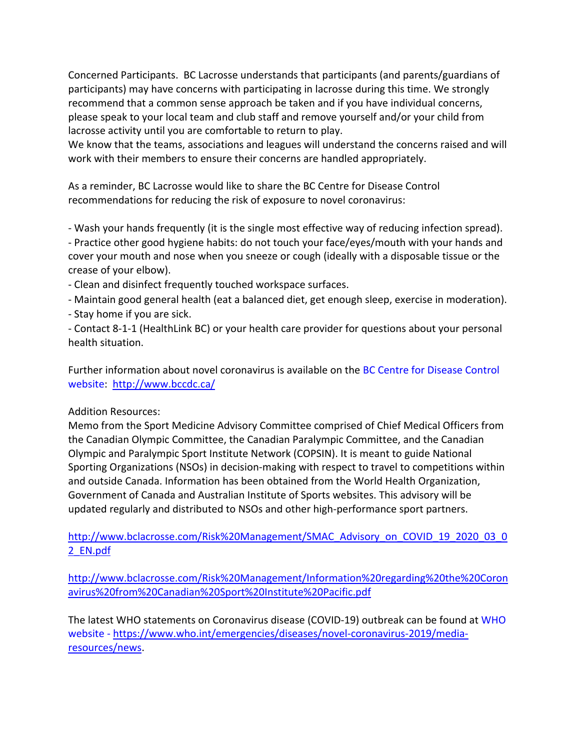Concerned Participants. BC Lacrosse understands that participants (and parents/guardians of participants) may have concerns with participating in lacrosse during this time. We strongly recommend that a common sense approach be taken and if you have individual concerns, please speak to your local team and club staff and remove yourself and/or your child from lacrosse activity until you are comfortable to return to play.
We know that the teams, associations and leagues will understand the concerns raised and will work with their members to ensure their concerns are handled appropriately.

As a reminder, BC Lacrosse would like to share the BC Centre for Disease Control recommendations for reducing the risk of exposure to novel coronavirus:

- Wash your hands frequently (it is the single most effective way of reducing infection spread).
- Practice other good hygiene habits: do not touch your face/eyes/mouth with your hands and cover your mouth and nose when you sneeze or cough (ideally with a disposable tissue or the crease of your elbow).
- Clean and disinfect frequently touched workspace surfaces.
- Maintain good general health (eat a balanced diet, get enough sleep, exercise in moderation).
- Stay home if you are sick.
- Contact 8-1-1 (HealthLink BC) or your health care provider for questions about your personal health situation.

Further information about novel coronavirus is available on the BC Centre for Disease Control website: http://www.bccdc.ca/

Addition Resources:
Memo from the Sport Medicine Advisory Committee comprised of Chief Medical Officers from the Canadian Olympic Committee, the Canadian Paralympic Committee, and the Canadian Olympic and Paralympic Sport Institute Network (COPSIN). It is meant to guide National Sporting Organizations (NSOs) in decision-making with respect to travel to competitions within and outside Canada. Information has been obtained from the World Health Organization, Government of Canada and Australian Institute of Sports websites. This advisory will be updated regularly and distributed to NSOs and other high-performance sport partners.

http://www.bclacrosse.com/Risk%20Management/SMAC_Advisory_on_COVID_19_2020_03_02_EN.pdf

http://www.bclacrosse.com/Risk%20Management/Information%20regarding%20the%20Coronavirus%20from%20Canadian%20Sport%20Institute%20Pacific.pdf

The latest WHO statements on Coronavirus disease (COVID-19) outbreak can be found at WHO website - https://www.who.int/emergencies/diseases/novel-coronavirus-2019/media-resources/news.